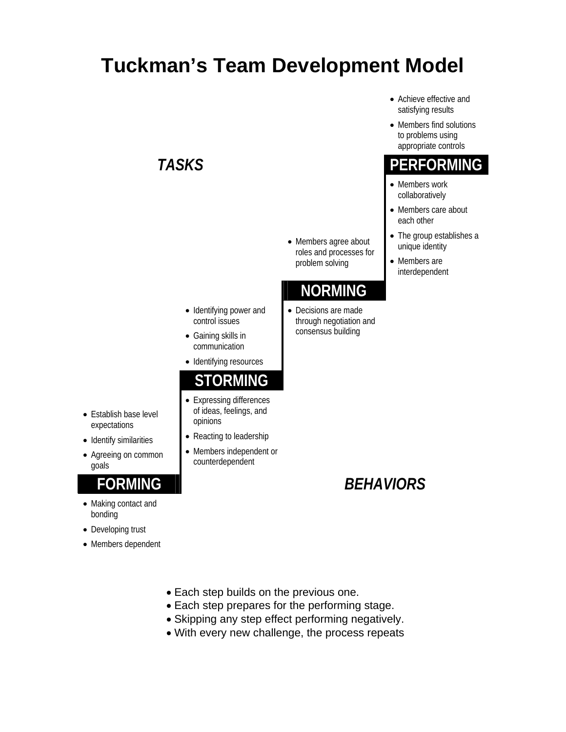# Tuckman's Team Development Model

***TASKS***

## FORMING

- Establish base level expectations
- Identify similarities
- Agreeing on common goals

*Behaviors:*

- Making contact and bonding
- Developing trust
- Members dependent

## STORMING

- Identifying power and control issues
- Gaining skills in communication
- Identifying resources

*Behaviors:*

- Expressing differences of ideas, feelings, and opinions
- Reacting to leadership
- Members independent or counterdependent

## NORMING

- Members agree about roles and processes for problem solving

*Behaviors:*

- Decisions are made through negotiation and consensus building

## PERFORMING

- Achieve effective and satisfying results
- Members find solutions to problems using appropriate controls

*Behaviors:*

- Members work collaboratively
- Members care about each other
- The group establishes a unique identity
- Members are interdependent

***BEHAVIORS***

- Each step builds on the previous one.
- Each step prepares for the performing stage.
- Skipping any step effect performing negatively.
- With every new challenge, the process repeats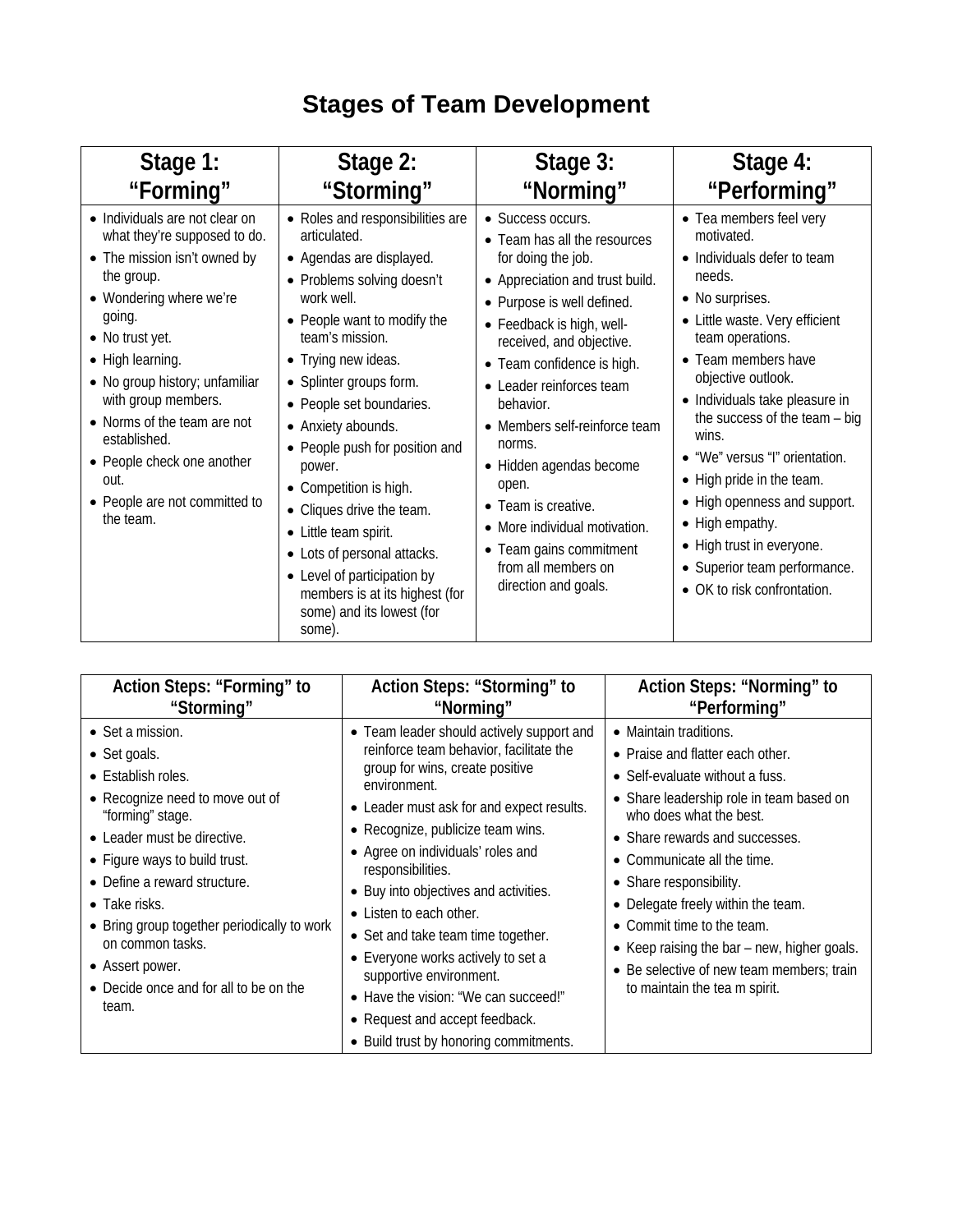# Stages of Team Development

| Stage 1: "Forming" | Stage 2: "Storming" | Stage 3: "Norming" | Stage 4: "Performing" |
|---|---|---|---|
| • Individuals are not clear on what they're supposed to do.<br>• The mission isn't owned by the group.<br>• Wondering where we're going.<br>• No trust yet.<br>• High learning.<br>• No group history; unfamiliar with group members.<br>• Norms of the team are not established.<br>• People check one another out.<br>• People are not committed to the team. | • Roles and responsibilities are articulated.<br>• Agendas are displayed.<br>• Problems solving doesn't work well.<br>• People want to modify the team's mission.<br>• Trying new ideas.<br>• Splinter groups form.<br>• People set boundaries.<br>• Anxiety abounds.<br>• People push for position and power.<br>• Competition is high.<br>• Cliques drive the team.<br>• Little team spirit.<br>• Lots of personal attacks.<br>• Level of participation by members is at its highest (for some) and its lowest (for some). | • Success occurs.<br>• Team has all the resources for doing the job.<br>• Appreciation and trust build.<br>• Purpose is well defined.<br>• Feedback is high, well-received, and objective.<br>• Team confidence is high.<br>• Leader reinforces team behavior.<br>• Members self-reinforce team norms.<br>• Hidden agendas become open.<br>• Team is creative.<br>• More individual motivation.<br>• Team gains commitment from all members on direction and goals. | • Tea members feel very motivated.<br>• Individuals defer to team needs.<br>• No surprises.<br>• Little waste. Very efficient team operations.<br>• Team members have objective outlook.<br>• Individuals take pleasure in the success of the team – big wins.<br>• "We" versus "I" orientation.<br>• High pride in the team.<br>• High openness and support.<br>• High empathy.<br>• High trust in everyone.<br>• Superior team performance.<br>• OK to risk confrontation. |

| Action Steps: "Forming" to "Storming" | Action Steps: "Storming" to "Norming" | Action Steps: "Norming" to "Performing" |
|---|---|---|
| • Set a mission.<br>• Set goals.<br>• Establish roles.<br>• Recognize need to move out of "forming" stage.<br>• Leader must be directive.<br>• Figure ways to build trust.<br>• Define a reward structure.<br>• Take risks.<br>• Bring group together periodically to work on common tasks.<br>• Assert power.<br>• Decide once and for all to be on the team. | • Team leader should actively support and reinforce team behavior, facilitate the group for wins, create positive environment.<br>• Leader must ask for and expect results.<br>• Recognize, publicize team wins.<br>• Agree on individuals' roles and responsibilities.<br>• Buy into objectives and activities.<br>• Listen to each other.<br>• Set and take team time together.<br>• Everyone works actively to set a supportive environment.<br>• Have the vision: "We can succeed!"<br>• Request and accept feedback.<br>• Build trust by honoring commitments. | • Maintain traditions.<br>• Praise and flatter each other.<br>• Self-evaluate without a fuss.<br>• Share leadership role in team based on who does what the best.<br>• Share rewards and successes.<br>• Communicate all the time.<br>• Share responsibility.<br>• Delegate freely within the team.<br>• Commit time to the team.<br>• Keep raising the bar – new, higher goals.<br>• Be selective of new team members; train to maintain the tea m spirit. |